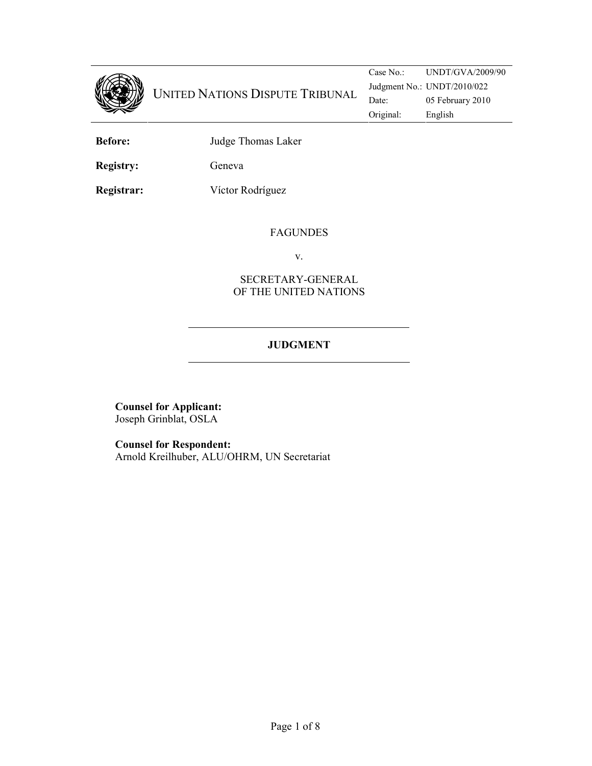# UNITED NATIONS DISPUTE TRIBUNAL

| | |
|---|---|
| Case No.: | UNDT/GVA/2009/90 |
| Judgment No.: | UNDT/2010/022 |
| Date: | 05 February 2010 |
| Original: | English |

**Before:** Judge Thomas Laker

**Registry:** Geneva

**Registrar:** Víctor Rodríguez

FAGUNDES

v.

SECRETARY-GENERAL
OF THE UNITED NATIONS

## JUDGMENT

**Counsel for Applicant:**
Joseph Grinblat, OSLA

**Counsel for Respondent:**
Arnold Kreilhuber, ALU/OHRM, UN Secretariat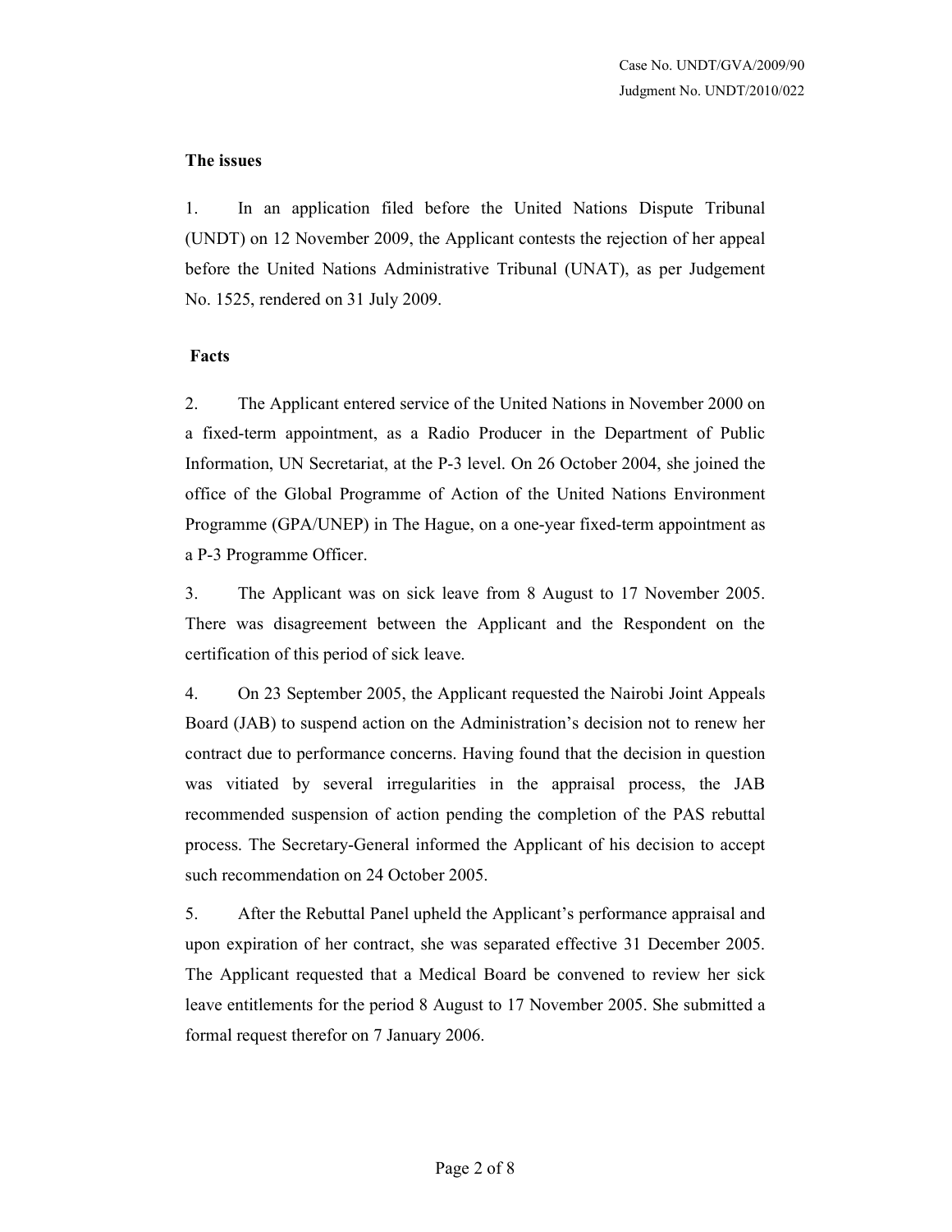**The issues**

1. In an application filed before the United Nations Dispute Tribunal (UNDT) on 12 November 2009, the Applicant contests the rejection of her appeal before the United Nations Administrative Tribunal (UNAT), as per Judgement No. 1525, rendered on 31 July 2009.

**Facts**

2. The Applicant entered service of the United Nations in November 2000 on a fixed-term appointment, as a Radio Producer in the Department of Public Information, UN Secretariat, at the P-3 level. On 26 October 2004, she joined the office of the Global Programme of Action of the United Nations Environment Programme (GPA/UNEP) in The Hague, on a one-year fixed-term appointment as a P-3 Programme Officer.

3. The Applicant was on sick leave from 8 August to 17 November 2005. There was disagreement between the Applicant and the Respondent on the certification of this period of sick leave.

4. On 23 September 2005, the Applicant requested the Nairobi Joint Appeals Board (JAB) to suspend action on the Administration's decision not to renew her contract due to performance concerns. Having found that the decision in question was vitiated by several irregularities in the appraisal process, the JAB recommended suspension of action pending the completion of the PAS rebuttal process. The Secretary-General informed the Applicant of his decision to accept such recommendation on 24 October 2005.

5. After the Rebuttal Panel upheld the Applicant's performance appraisal and upon expiration of her contract, she was separated effective 31 December 2005. The Applicant requested that a Medical Board be convened to review her sick leave entitlements for the period 8 August to 17 November 2005. She submitted a formal request therefor on 7 January 2006.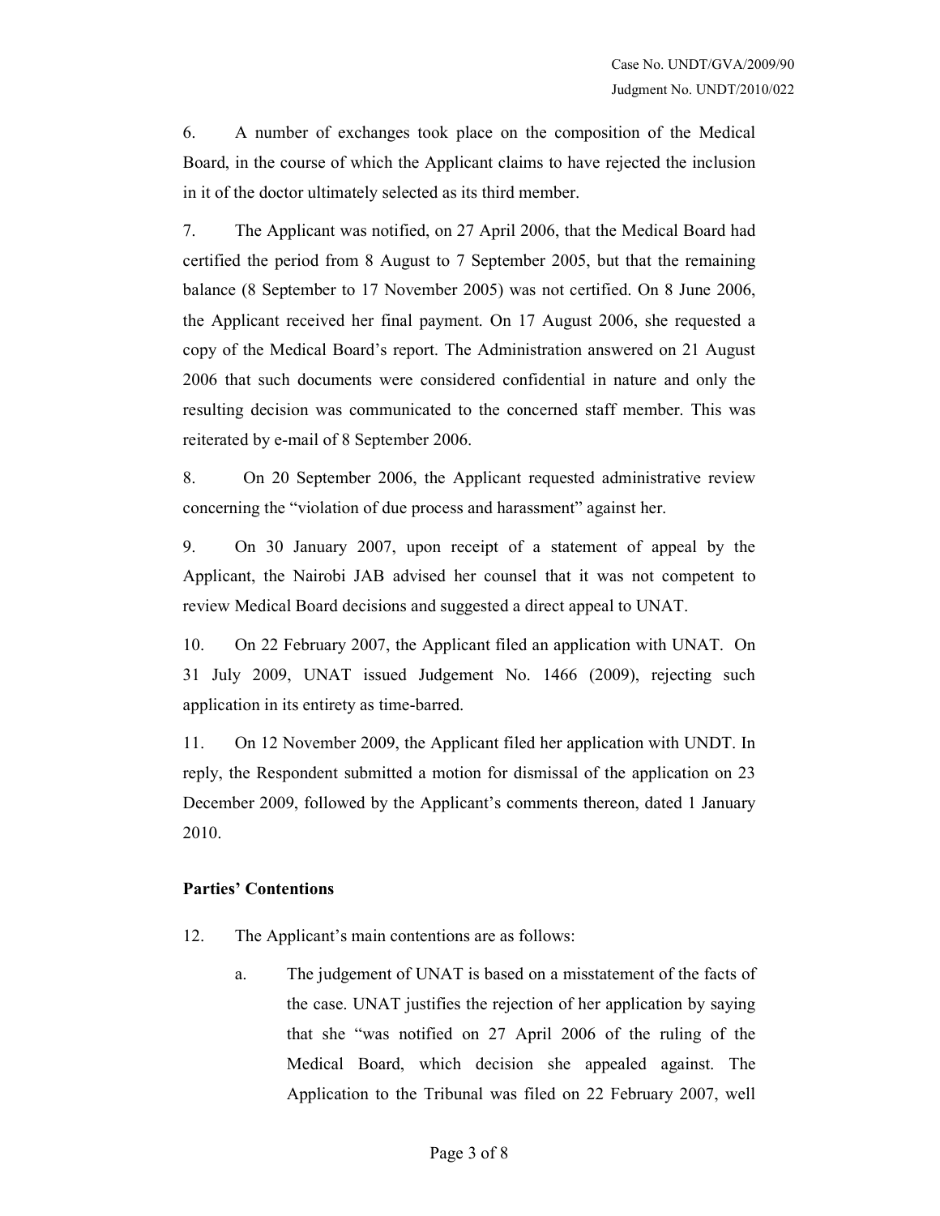6. A number of exchanges took place on the composition of the Medical Board, in the course of which the Applicant claims to have rejected the inclusion in it of the doctor ultimately selected as its third member.

7. The Applicant was notified, on 27 April 2006, that the Medical Board had certified the period from 8 August to 7 September 2005, but that the remaining balance (8 September to 17 November 2005) was not certified. On 8 June 2006, the Applicant received her final payment. On 17 August 2006, she requested a copy of the Medical Board's report. The Administration answered on 21 August 2006 that such documents were considered confidential in nature and only the resulting decision was communicated to the concerned staff member. This was reiterated by e-mail of 8 September 2006.

8. On 20 September 2006, the Applicant requested administrative review concerning the "violation of due process and harassment" against her.

9. On 30 January 2007, upon receipt of a statement of appeal by the Applicant, the Nairobi JAB advised her counsel that it was not competent to review Medical Board decisions and suggested a direct appeal to UNAT.

10. On 22 February 2007, the Applicant filed an application with UNAT. On 31 July 2009, UNAT issued Judgement No. 1466 (2009), rejecting such application in its entirety as time-barred.

11. On 12 November 2009, the Applicant filed her application with UNDT. In reply, the Respondent submitted a motion for dismissal of the application on 23 December 2009, followed by the Applicant's comments thereon, dated 1 January 2010.

**Parties' Contentions**

12. The Applicant's main contentions are as follows:

   a. The judgement of UNAT is based on a misstatement of the facts of the case. UNAT justifies the rejection of her application by saying that she "was notified on 27 April 2006 of the ruling of the Medical Board, which decision she appealed against. The Application to the Tribunal was filed on 22 February 2007, well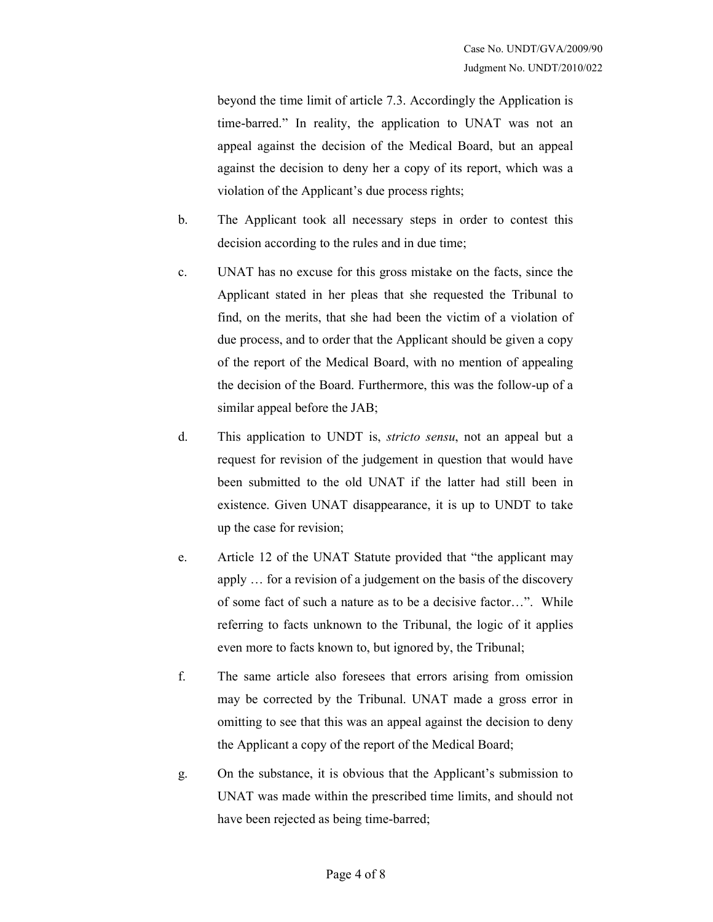beyond the time limit of article 7.3. Accordingly the Application is time-barred." In reality, the application to UNAT was not an appeal against the decision of the Medical Board, but an appeal against the decision to deny her a copy of its report, which was a violation of the Applicant's due process rights;

b. The Applicant took all necessary steps in order to contest this decision according to the rules and in due time;

c. UNAT has no excuse for this gross mistake on the facts, since the Applicant stated in her pleas that she requested the Tribunal to find, on the merits, that she had been the victim of a violation of due process, and to order that the Applicant should be given a copy of the report of the Medical Board, with no mention of appealing the decision of the Board. Furthermore, this was the follow-up of a similar appeal before the JAB;

d. This application to UNDT is, *stricto sensu*, not an appeal but a request for revision of the judgement in question that would have been submitted to the old UNAT if the latter had still been in existence. Given UNAT disappearance, it is up to UNDT to take up the case for revision;

e. Article 12 of the UNAT Statute provided that "the applicant may apply … for a revision of a judgement on the basis of the discovery of some fact of such a nature as to be a decisive factor…". While referring to facts unknown to the Tribunal, the logic of it applies even more to facts known to, but ignored by, the Tribunal;

f. The same article also foresees that errors arising from omission may be corrected by the Tribunal. UNAT made a gross error in omitting to see that this was an appeal against the decision to deny the Applicant a copy of the report of the Medical Board;

g. On the substance, it is obvious that the Applicant's submission to UNAT was made within the prescribed time limits, and should not have been rejected as being time-barred;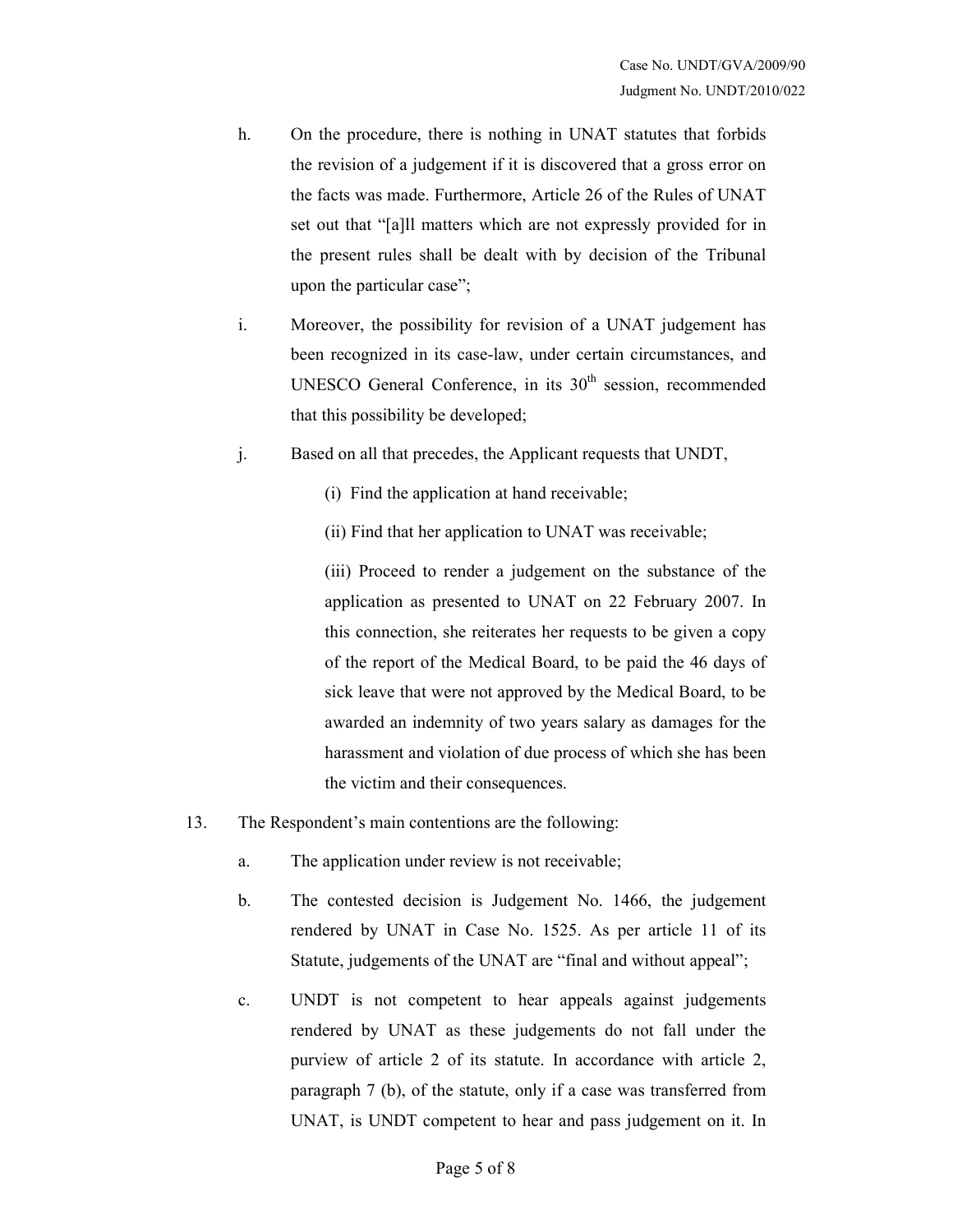h. On the procedure, there is nothing in UNAT statutes that forbids the revision of a judgement if it is discovered that a gross error on the facts was made. Furthermore, Article 26 of the Rules of UNAT set out that "[a]ll matters which are not expressly provided for in the present rules shall be dealt with by decision of the Tribunal upon the particular case";

i. Moreover, the possibility for revision of a UNAT judgement has been recognized in its case-law, under certain circumstances, and UNESCO General Conference, in its 30th session, recommended that this possibility be developed;

j. Based on all that precedes, the Applicant requests that UNDT,

(i) Find the application at hand receivable;

(ii) Find that her application to UNAT was receivable;

(iii) Proceed to render a judgement on the substance of the application as presented to UNAT on 22 February 2007. In this connection, she reiterates her requests to be given a copy of the report of the Medical Board, to be paid the 46 days of sick leave that were not approved by the Medical Board, to be awarded an indemnity of two years salary as damages for the harassment and violation of due process of which she has been the victim and their consequences.

13. The Respondent's main contentions are the following:

a. The application under review is not receivable;

b. The contested decision is Judgement No. 1466, the judgement rendered by UNAT in Case No. 1525. As per article 11 of its Statute, judgements of the UNAT are "final and without appeal";

c. UNDT is not competent to hear appeals against judgements rendered by UNAT as these judgements do not fall under the purview of article 2 of its statute. In accordance with article 2, paragraph 7 (b), of the statute, only if a case was transferred from UNAT, is UNDT competent to hear and pass judgement on it. In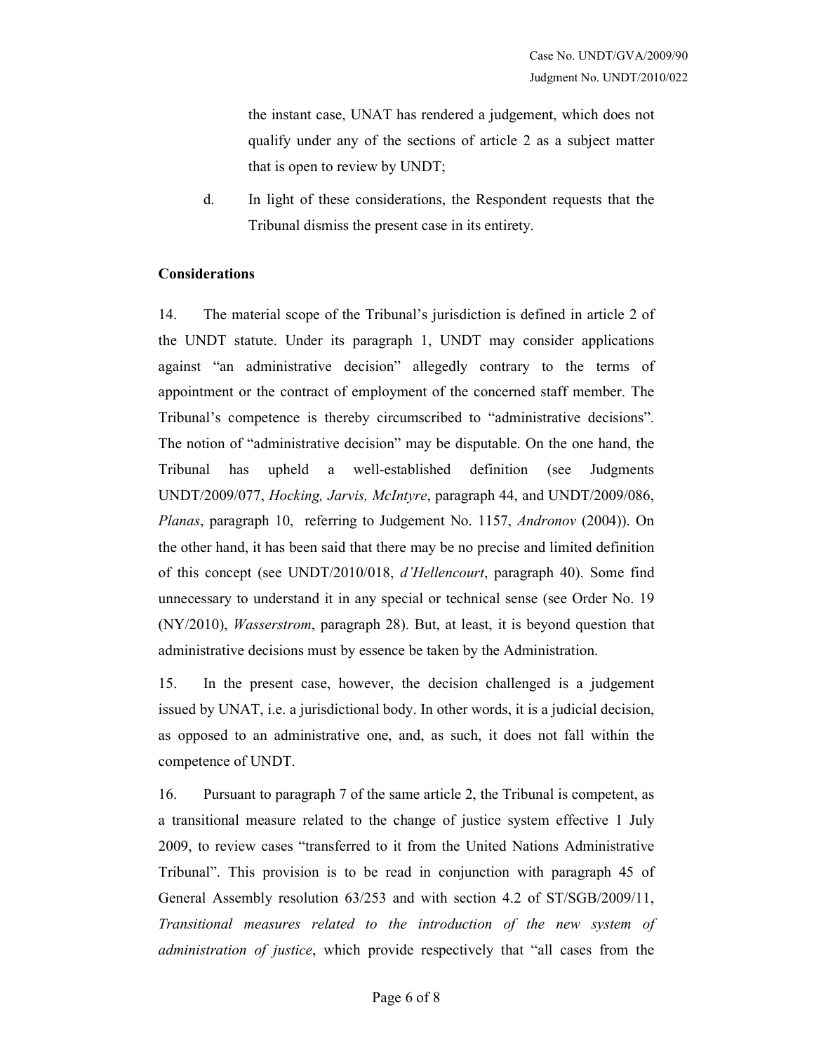the instant case, UNAT has rendered a judgement, which does not qualify under any of the sections of article 2 as a subject matter that is open to review by UNDT;

d. In light of these considerations, the Respondent requests that the Tribunal dismiss the present case in its entirety.

**Considerations**

14. The material scope of the Tribunal's jurisdiction is defined in article 2 of the UNDT statute. Under its paragraph 1, UNDT may consider applications against "an administrative decision" allegedly contrary to the terms of appointment or the contract of employment of the concerned staff member. The Tribunal's competence is thereby circumscribed to "administrative decisions". The notion of "administrative decision" may be disputable. On the one hand, the Tribunal has upheld a well-established definition (see Judgments UNDT/2009/077, *Hocking, Jarvis, McIntyre*, paragraph 44, and UNDT/2009/086, *Planas*, paragraph 10, referring to Judgement No. 1157, *Andronov* (2004)). On the other hand, it has been said that there may be no precise and limited definition of this concept (see UNDT/2010/018, *d'Hellencourt*, paragraph 40). Some find unnecessary to understand it in any special or technical sense (see Order No. 19 (NY/2010), *Wasserstrom*, paragraph 28). But, at least, it is beyond question that administrative decisions must by essence be taken by the Administration.

15. In the present case, however, the decision challenged is a judgement issued by UNAT, i.e. a jurisdictional body. In other words, it is a judicial decision, as opposed to an administrative one, and, as such, it does not fall within the competence of UNDT.

16. Pursuant to paragraph 7 of the same article 2, the Tribunal is competent, as a transitional measure related to the change of justice system effective 1 July 2009, to review cases "transferred to it from the United Nations Administrative Tribunal". This provision is to be read in conjunction with paragraph 45 of General Assembly resolution 63/253 and with section 4.2 of ST/SGB/2009/11, *Transitional measures related to the introduction of the new system of administration of justice*, which provide respectively that "all cases from the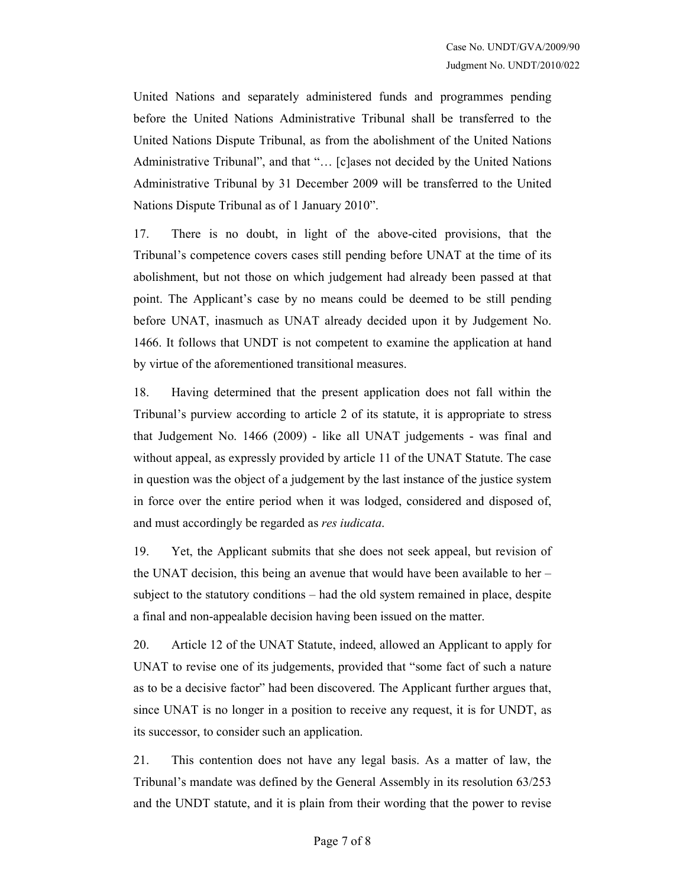United Nations and separately administered funds and programmes pending before the United Nations Administrative Tribunal shall be transferred to the United Nations Dispute Tribunal, as from the abolishment of the United Nations Administrative Tribunal", and that "… [c]ases not decided by the United Nations Administrative Tribunal by 31 December 2009 will be transferred to the United Nations Dispute Tribunal as of 1 January 2010".

17. There is no doubt, in light of the above-cited provisions, that the Tribunal's competence covers cases still pending before UNAT at the time of its abolishment, but not those on which judgement had already been passed at that point. The Applicant's case by no means could be deemed to be still pending before UNAT, inasmuch as UNAT already decided upon it by Judgement No. 1466. It follows that UNDT is not competent to examine the application at hand by virtue of the aforementioned transitional measures.

18. Having determined that the present application does not fall within the Tribunal's purview according to article 2 of its statute, it is appropriate to stress that Judgement No. 1466 (2009) - like all UNAT judgements - was final and without appeal, as expressly provided by article 11 of the UNAT Statute. The case in question was the object of a judgement by the last instance of the justice system in force over the entire period when it was lodged, considered and disposed of, and must accordingly be regarded as *res iudicata*.

19. Yet, the Applicant submits that she does not seek appeal, but revision of the UNAT decision, this being an avenue that would have been available to her – subject to the statutory conditions – had the old system remained in place, despite a final and non-appealable decision having been issued on the matter.

20. Article 12 of the UNAT Statute, indeed, allowed an Applicant to apply for UNAT to revise one of its judgements, provided that "some fact of such a nature as to be a decisive factor" had been discovered. The Applicant further argues that, since UNAT is no longer in a position to receive any request, it is for UNDT, as its successor, to consider such an application.

21. This contention does not have any legal basis. As a matter of law, the Tribunal's mandate was defined by the General Assembly in its resolution 63/253 and the UNDT statute, and it is plain from their wording that the power to revise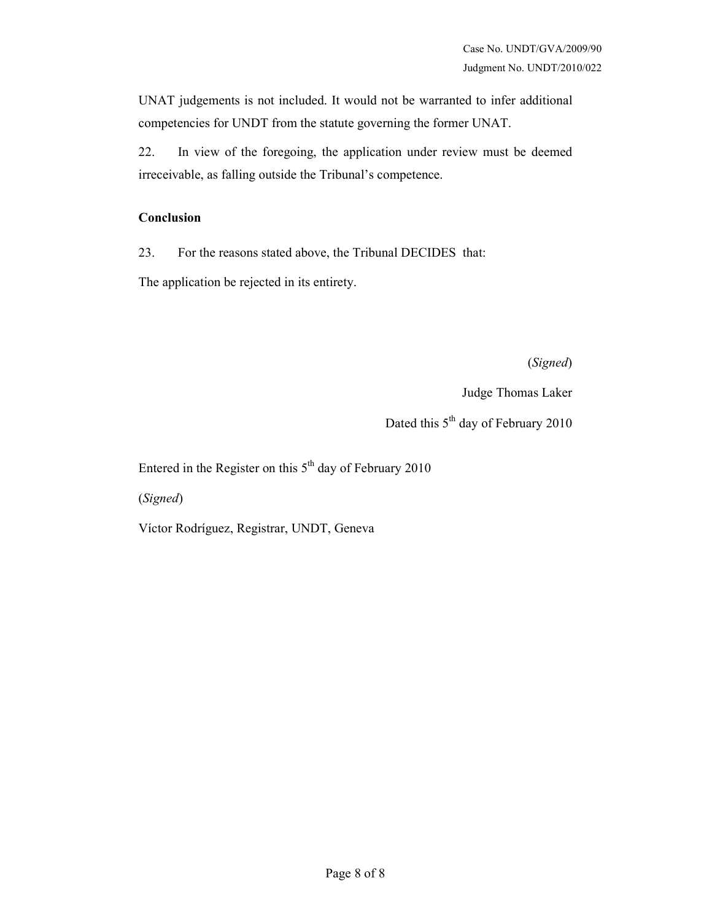UNAT judgements is not included. It would not be warranted to infer additional competencies for UNDT from the statute governing the former UNAT.

22. In view of the foregoing, the application under review must be deemed irreceivable, as falling outside the Tribunal's competence.

**Conclusion**

23. For the reasons stated above, the Tribunal DECIDES that:

The application be rejected in its entirety.

(*Signed*)

Judge Thomas Laker

Dated this 5th day of February 2010

Entered in the Register on this 5th day of February 2010

(*Signed*)

Víctor Rodríguez, Registrar, UNDT, Geneva